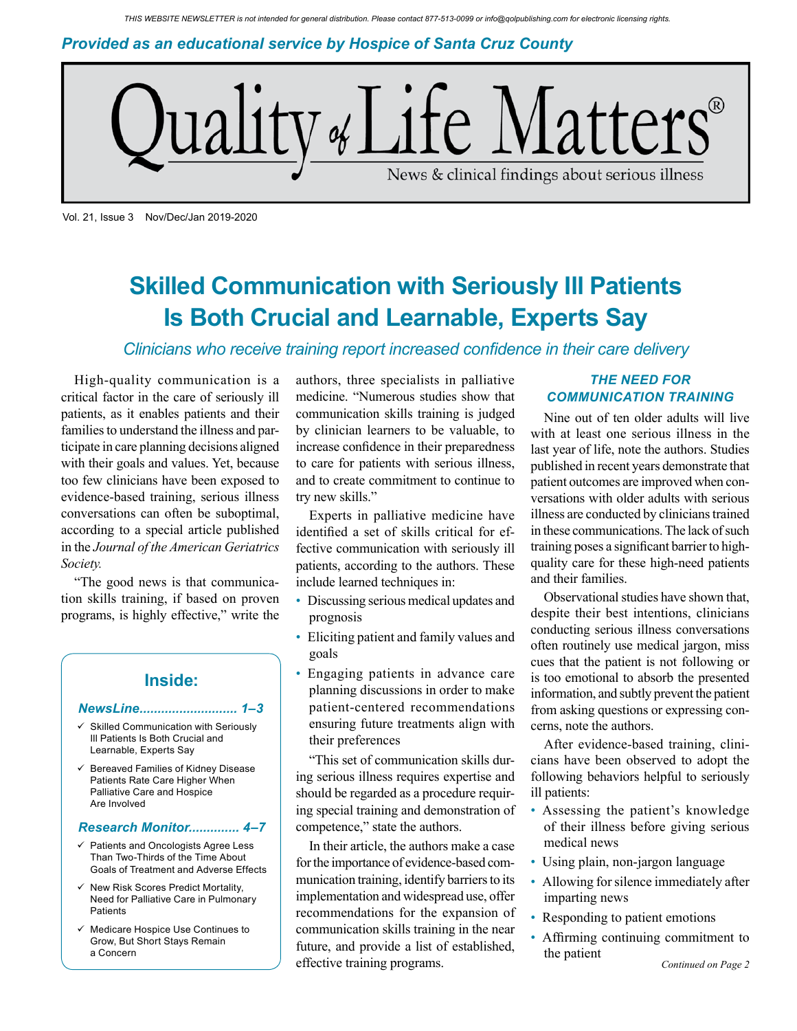THIS WEBSITE NEWSLETTER is not intended for general distribution. Please contact 877-513-0099 or info@qolpublishing.com for electronic licensing rights.

*Provided as an educational service by Hospice of Santa Cruz County*

# Quality of Life Matters®

News & clinical findings about serious illness

Vol. 21, Issue 3 Nov/Dec/Jan 2019-2020

## Skilled Communication with Seriously Ill Patients Is Both Crucial and Learnable, Experts Say

*Clinicians who receive training report increased confidence in their care delivery*

High-quality communication is a critical factor in the care of seriously ill patients, as it enables patients and their families to understand the illness and participate in care planning decisions aligned with their goals and values. Yet, because too few clinicians have been exposed to evidence-based training, serious illness conversations can often be suboptimal, according to a special article published in the *Journal of the American Geriatrics Society.*

"The good news is that communication skills training, if based on proven programs, is highly effective," write the authors, three specialists in palliative medicine. "Numerous studies show that communication skills training is judged by clinician learners to be valuable, to increase confidence in their preparedness to care for patients with serious illness, and to create commitment to continue to try new skills."

Experts in palliative medicine have identified a set of skills critical for effective communication with seriously ill patients, according to the authors. These include learned techniques in:

- Discussing serious medical updates and prognosis
- Eliciting patient and family values and goals
- Engaging patients in advance care planning discussions in order to make patient-centered recommendations ensuring future treatments align with their preferences

"This set of communication skills during serious illness requires expertise and should be regarded as a procedure requiring special training and demonstration of competence," state the authors.

In their article, the authors make a case for the importance of evidence-based communication training, identify barriers to its implementation and widespread use, offer recommendations for the expansion of communication skills training in the near future, and provide a list of established, effective training programs.

### *THE NEED FOR COMMUNICATION TRAINING*

Nine out of ten older adults will live with at least one serious illness in the last year of life, note the authors. Studies published in recent years demonstrate that patient outcomes are improved when conversations with older adults with serious illness are conducted by clinicians trained in these communications. The lack of such training poses a significant barrier to high-quality care for these high-need patients and their families.

Observational studies have shown that, despite their best intentions, clinicians conducting serious illness conversations often routinely use medical jargon, miss cues that the patient is not following or is too emotional to absorb the presented information, and subtly prevent the patient from asking questions or expressing concerns, note the authors.

After evidence-based training, clinicians have been observed to adopt the following behaviors helpful to seriously ill patients:

- Assessing the patient's knowledge of their illness before giving serious medical news
- Using plain, non-jargon language
- Allowing for silence immediately after imparting news
- Responding to patient emotions
- Affirming continuing commitment to the patient

*Continued on Page 2*

**Inside:**

***NewsLine........................... 1–3***

- ✓ Skilled Communication with Seriously Ill Patients Is Both Crucial and Learnable, Experts Say
- ✓ Bereaved Families of Kidney Disease Patients Rate Care Higher When Palliative Care and Hospice Are Involved

***Research Monitor............. 4–7***

- ✓ Patients and Oncologists Agree Less Than Two-Thirds of the Time About Goals of Treatment and Adverse Effects
- ✓ New Risk Scores Predict Mortality, Need for Palliative Care in Pulmonary Patients
- ✓ Medicare Hospice Use Continues to Grow, But Short Stays Remain a Concern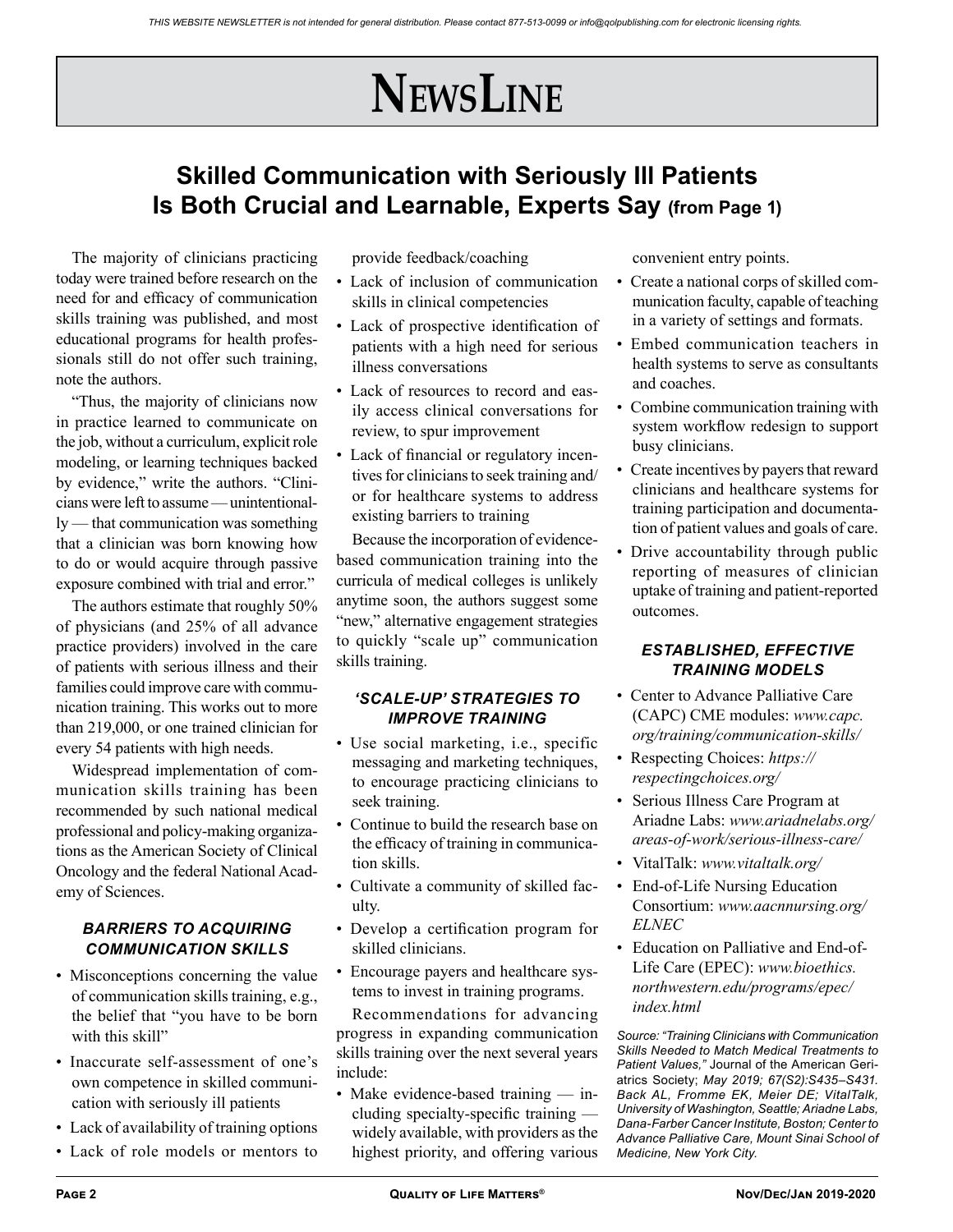# NewsLine

## Skilled Communication with Seriously Ill Patients Is Both Crucial and Learnable, Experts Say (from Page 1)

The majority of clinicians practicing today were trained before research on the need for and efficacy of communication skills training was published, and most educational programs for health professionals still do not offer such training, note the authors.

"Thus, the majority of clinicians now in practice learned to communicate on the job, without a curriculum, explicit role modeling, or learning techniques backed by evidence," write the authors. "Clinicians were left to assume — unintentionally — that communication was something that a clinician was born knowing how to do or would acquire through passive exposure combined with trial and error."

The authors estimate that roughly 50% of physicians (and 25% of all advance practice providers) involved in the care of patients with serious illness and their families could improve care with communication training. This works out to more than 219,000, or one trained clinician for every 54 patients with high needs.

Widespread implementation of communication skills training has been recommended by such national medical professional and policy-making organizations as the American Society of Clinical Oncology and the federal National Academy of Sciences.

### *BARRIERS TO ACQUIRING COMMUNICATION SKILLS*

- Misconceptions concerning the value of communication skills training, e.g., the belief that "you have to be born with this skill"
- Inaccurate self-assessment of one's own competence in skilled communication with seriously ill patients
- Lack of availability of training options
- Lack of role models or mentors to provide feedback/coaching
- Lack of inclusion of communication skills in clinical competencies
- Lack of prospective identification of patients with a high need for serious illness conversations
- Lack of resources to record and easily access clinical conversations for review, to spur improvement
- Lack of financial or regulatory incentives for clinicians to seek training and/or for healthcare systems to address existing barriers to training

Because the incorporation of evidence-based communication training into the curricula of medical colleges is unlikely anytime soon, the authors suggest some "new," alternative engagement strategies to quickly "scale up" communication skills training.

### *'SCALE-UP' STRATEGIES TO IMPROVE TRAINING*

- Use social marketing, i.e., specific messaging and marketing techniques, to encourage practicing clinicians to seek training.
- Continue to build the research base on the efficacy of training in communication skills.
- Cultivate a community of skilled faculty.
- Develop a certification program for skilled clinicians.
- Encourage payers and healthcare systems to invest in training programs.

Recommendations for advancing progress in expanding communication skills training over the next several years include:

- Make evidence-based training — including specialty-specific training — widely available, with providers as the highest priority, and offering various convenient entry points.
- Create a national corps of skilled communication faculty, capable of teaching in a variety of settings and formats.
- Embed communication teachers in health systems to serve as consultants and coaches.
- Combine communication training with system workflow redesign to support busy clinicians.
- Create incentives by payers that reward clinicians and healthcare systems for training participation and documentation of patient values and goals of care.
- Drive accountability through public reporting of measures of clinician uptake of training and patient-reported outcomes.

### *ESTABLISHED, EFFECTIVE TRAINING MODELS*

- Center to Advance Palliative Care (CAPC) CME modules: *www.capc.org/training/communication-skills/*
- Respecting Choices: *https://respectingchoices.org/*
- Serious Illness Care Program at Ariadne Labs: *www.ariadnelabs.org/areas-of-work/serious-illness-care/*
- VitalTalk: *www.vitaltalk.org/*
- End-of-Life Nursing Education Consortium: *www.aacnnursing.org/ELNEC*
- Education on Palliative and End-of-Life Care (EPEC): *www.bioethics.northwestern.edu/programs/epec/index.html*

*Source: "Training Clinicians with Communication Skills Needed to Match Medical Treatments to Patient Values,"* Journal of the American Geriatrics Society; *May 2019; 67(S2):S435–S431. Back AL, Fromme EK, Meier DE; VitalTalk, University of Washington, Seattle; Ariadne Labs, Dana-Farber Cancer Institute, Boston; Center to Advance Palliative Care, Mount Sinai School of Medicine, New York City.*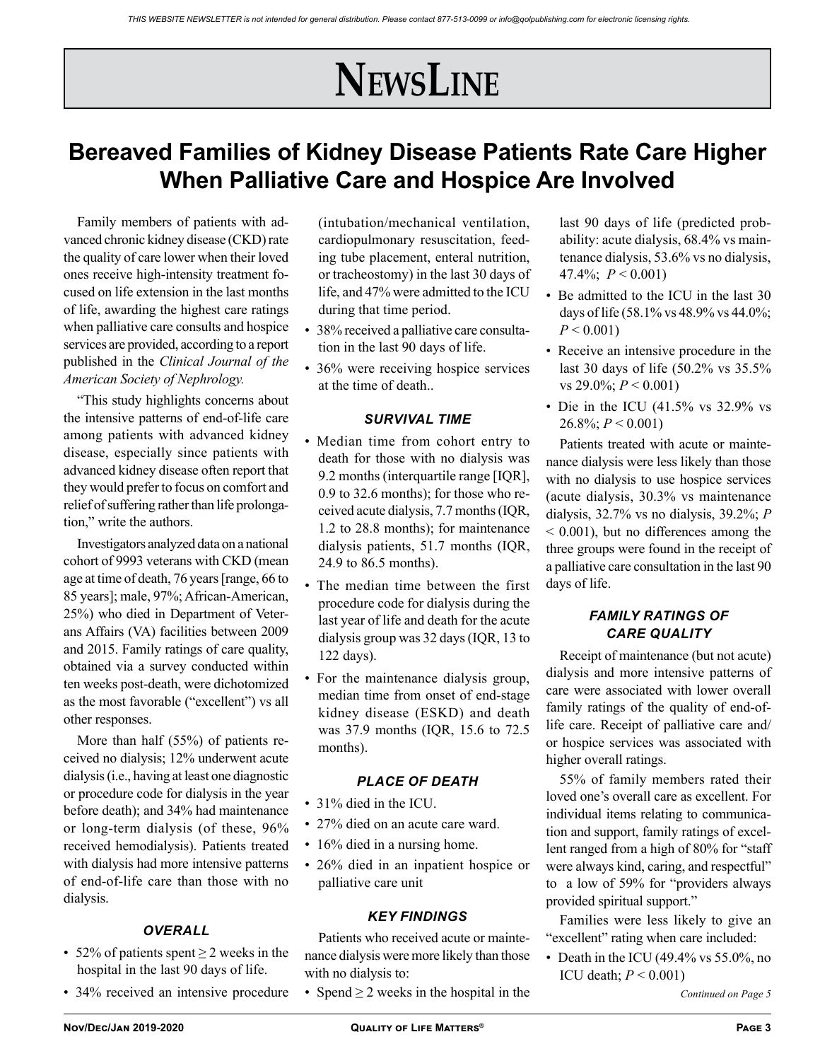# NewsLine

## Bereaved Families of Kidney Disease Patients Rate Care Higher When Palliative Care and Hospice Are Involved

Family members of patients with advanced chronic kidney disease (CKD) rate the quality of care lower when their loved ones receive high-intensity treatment focused on life extension in the last months of life, awarding the highest care ratings when palliative care consults and hospice services are provided, according to a report published in the *Clinical Journal of the American Society of Nephrology.*

"This study highlights concerns about the intensive patterns of end-of-life care among patients with advanced kidney disease, especially since patients with advanced kidney disease often report that they would prefer to focus on comfort and relief of suffering rather than life prolongation," write the authors.

Investigators analyzed data on a national cohort of 9993 veterans with CKD (mean age at time of death, 76 years [range, 66 to 85 years]; male, 97%; African-American, 25%) who died in Department of Veterans Affairs (VA) facilities between 2009 and 2015. Family ratings of care quality, obtained via a survey conducted within ten weeks post-death, were dichotomized as the most favorable ("excellent") vs all other responses.

More than half (55%) of patients received no dialysis; 12% underwent acute dialysis (i.e., having at least one diagnostic or procedure code for dialysis in the year before death); and 34% had maintenance or long-term dialysis (of these, 96% received hemodialysis). Patients treated with dialysis had more intensive patterns of end-of-life care than those with no dialysis.

### OVERALL

- 52% of patients spent ≥ 2 weeks in the hospital in the last 90 days of life.
- 34% received an intensive procedure (intubation/mechanical ventilation, cardiopulmonary resuscitation, feeding tube placement, enteral nutrition, or tracheostomy) in the last 30 days of life, and 47% were admitted to the ICU during that time period.
- 38% received a palliative care consultation in the last 90 days of life.
- 36% were receiving hospice services at the time of death..

### SURVIVAL TIME

- Median time from cohort entry to death for those with no dialysis was 9.2 months (interquartile range [IQR], 0.9 to 32.6 months); for those who received acute dialysis, 7.7 months (IQR, 1.2 to 28.8 months); for maintenance dialysis patients, 51.7 months (IQR, 24.9 to 86.5 months).
- The median time between the first procedure code for dialysis during the last year of life and death for the acute dialysis group was 32 days (IQR, 13 to 122 days).
- For the maintenance dialysis group, median time from onset of end-stage kidney disease (ESKD) and death was 37.9 months (IQR, 15.6 to 72.5 months).

### PLACE OF DEATH

- 31% died in the ICU.
- 27% died on an acute care ward.
- 16% died in a nursing home.
- 26% died in an inpatient hospice or palliative care unit

### KEY FINDINGS

Patients who received acute or maintenance dialysis were more likely than those with no dialysis to:

- Spend ≥ 2 weeks in the hospital in the last 90 days of life (predicted probability: acute dialysis, 68.4% vs maintenance dialysis, 53.6% vs no dialysis, 47.4%; $P < 0.001$)
- Be admitted to the ICU in the last 30 days of life (58.1% vs 48.9% vs 44.0%; $P < 0.001$)
- Receive an intensive procedure in the last 30 days of life (50.2% vs 35.5% vs 29.0%; $P < 0.001$)
- Die in the ICU (41.5% vs 32.9% vs 26.8%; $P < 0.001$)

Patients treated with acute or maintenance dialysis were less likely than those with no dialysis to use hospice services (acute dialysis, 30.3% vs maintenance dialysis, 32.7% vs no dialysis, 39.2%; $P < 0.001$), but no differences among the three groups were found in the receipt of a palliative care consultation in the last 90 days of life.

### FAMILY RATINGS OF CARE QUALITY

Receipt of maintenance (but not acute) dialysis and more intensive patterns of care were associated with lower overall family ratings of the quality of end-of-life care. Receipt of palliative care and/or hospice services was associated with higher overall ratings.

55% of family members rated their loved one's overall care as excellent. For individual items relating to communication and support, family ratings of excellent ranged from a high of 80% for "staff were always kind, caring, and respectful" to a low of 59% for "providers always provided spiritual support."

Families were less likely to give an "excellent" rating when care included:

- Death in the ICU (49.4% vs 55.0%, no ICU death; $P < 0.001$)

*Continued on Page 5*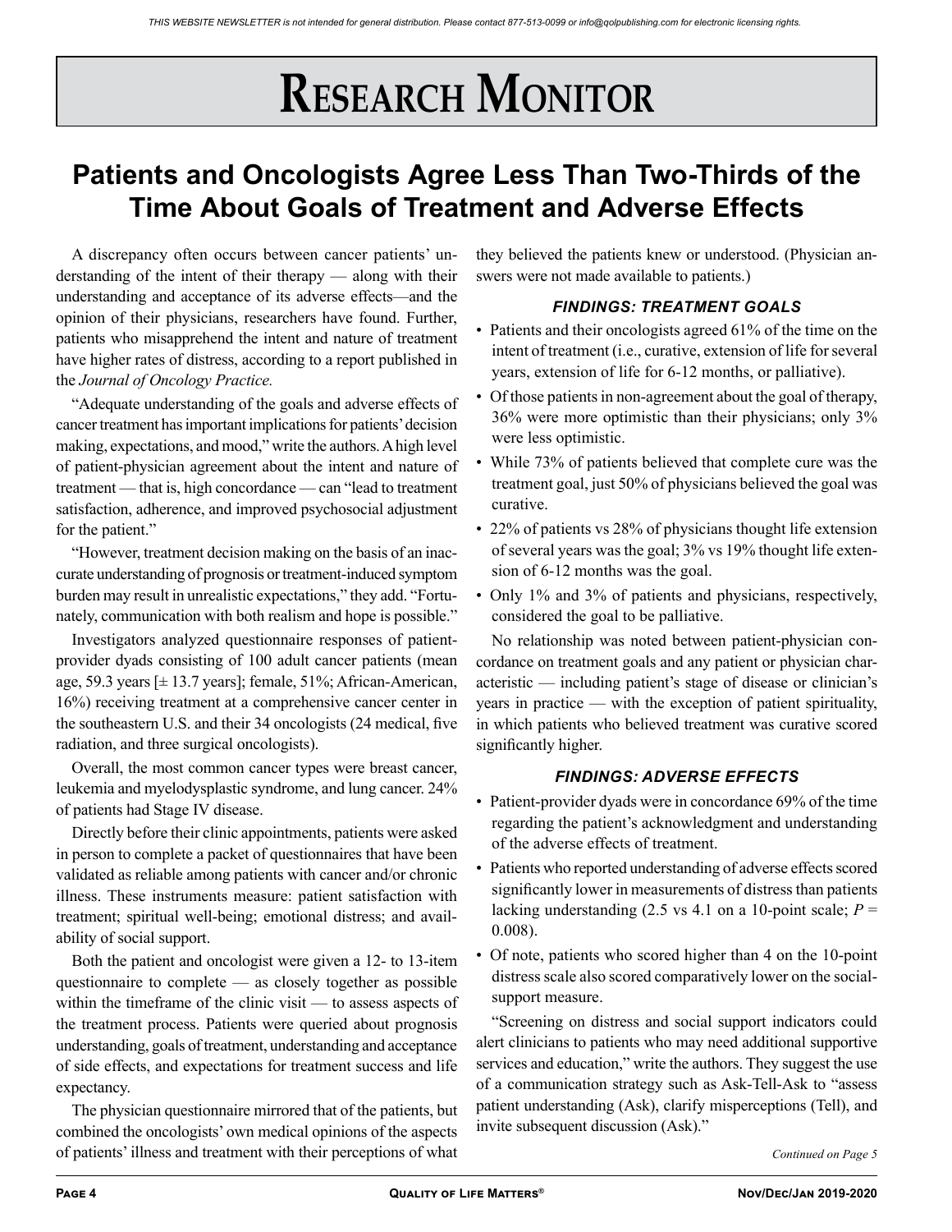# Research Monitor

## Patients and Oncologists Agree Less Than Two-Thirds of the Time About Goals of Treatment and Adverse Effects

A discrepancy often occurs between cancer patients' understanding of the intent of their therapy — along with their understanding and acceptance of its adverse effects—and the opinion of their physicians, researchers have found. Further, patients who misapprehend the intent and nature of treatment have higher rates of distress, according to a report published in the *Journal of Oncology Practice.*

"Adequate understanding of the goals and adverse effects of cancer treatment has important implications for patients' decision making, expectations, and mood," write the authors. A high level of patient-physician agreement about the intent and nature of treatment — that is, high concordance — can "lead to treatment satisfaction, adherence, and improved psychosocial adjustment for the patient."

"However, treatment decision making on the basis of an inaccurate understanding of prognosis or treatment-induced symptom burden may result in unrealistic expectations," they add. "Fortunately, communication with both realism and hope is possible."

Investigators analyzed questionnaire responses of patient-provider dyads consisting of 100 adult cancer patients (mean age, 59.3 years [± 13.7 years]; female, 51%; African-American, 16%) receiving treatment at a comprehensive cancer center in the southeastern U.S. and their 34 oncologists (24 medical, five radiation, and three surgical oncologists).

Overall, the most common cancer types were breast cancer, leukemia and myelodysplastic syndrome, and lung cancer. 24% of patients had Stage IV disease.

Directly before their clinic appointments, patients were asked in person to complete a packet of questionnaires that have been validated as reliable among patients with cancer and/or chronic illness. These instruments measure: patient satisfaction with treatment; spiritual well-being; emotional distress; and availability of social support.

Both the patient and oncologist were given a 12- to 13-item questionnaire to complete — as closely together as possible within the timeframe of the clinic visit — to assess aspects of the treatment process. Patients were queried about prognosis understanding, goals of treatment, understanding and acceptance of side effects, and expectations for treatment success and life expectancy.

The physician questionnaire mirrored that of the patients, but combined the oncologists' own medical opinions of the aspects of patients' illness and treatment with their perceptions of what they believed the patients knew or understood. (Physician answers were not made available to patients.)

### *FINDINGS: TREATMENT GOALS*

- Patients and their oncologists agreed 61% of the time on the intent of treatment (i.e., curative, extension of life for several years, extension of life for 6-12 months, or palliative).
- Of those patients in non-agreement about the goal of therapy, 36% were more optimistic than their physicians; only 3% were less optimistic.
- While 73% of patients believed that complete cure was the treatment goal, just 50% of physicians believed the goal was curative.
- 22% of patients vs 28% of physicians thought life extension of several years was the goal; 3% vs 19% thought life extension of 6-12 months was the goal.
- Only 1% and 3% of patients and physicians, respectively, considered the goal to be palliative.

No relationship was noted between patient-physician concordance on treatment goals and any patient or physician characteristic — including patient's stage of disease or clinician's years in practice — with the exception of patient spirituality, in which patients who believed treatment was curative scored significantly higher.

### *FINDINGS: ADVERSE EFFECTS*

- Patient-provider dyads were in concordance 69% of the time regarding the patient's acknowledgment and understanding of the adverse effects of treatment.
- Patients who reported understanding of adverse effects scored significantly lower in measurements of distress than patients lacking understanding (2.5 vs 4.1 on a 10-point scale; $P = 0.008$).
- Of note, patients who scored higher than 4 on the 10-point distress scale also scored comparatively lower on the social-support measure.

"Screening on distress and social support indicators could alert clinicians to patients who may need additional supportive services and education," write the authors. They suggest the use of a communication strategy such as Ask-Tell-Ask to "assess patient understanding (Ask), clarify misperceptions (Tell), and invite subsequent discussion (Ask)."

*Continued on Page 5*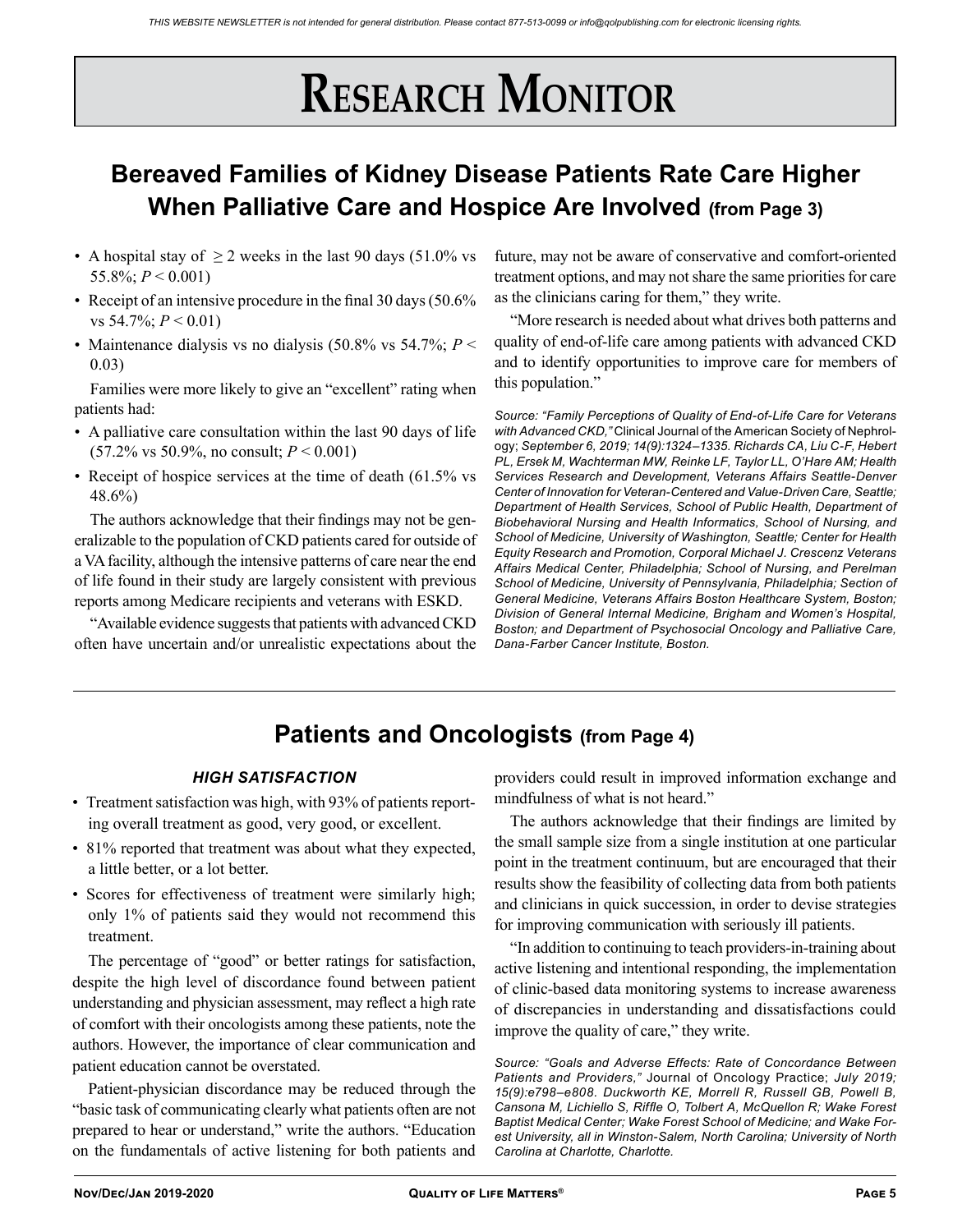# Research Monitor

## Bereaved Families of Kidney Disease Patients Rate Care Higher When Palliative Care and Hospice Are Involved (from Page 3)

- A hospital stay of $\geq 2$ weeks in the last 90 days (51.0% vs 55.8%; $P < 0.001$)
- Receipt of an intensive procedure in the final 30 days (50.6% vs 54.7%; $P < 0.01$)
- Maintenance dialysis vs no dialysis (50.8% vs 54.7%; $P < 0.03$)

Families were more likely to give an "excellent" rating when patients had:

- A palliative care consultation within the last 90 days of life (57.2% vs 50.9%, no consult; $P < 0.001$)
- Receipt of hospice services at the time of death (61.5% vs 48.6%)

The authors acknowledge that their findings may not be generalizable to the population of CKD patients cared for outside of a VA facility, although the intensive patterns of care near the end of life found in their study are largely consistent with previous reports among Medicare recipients and veterans with ESKD.

"Available evidence suggests that patients with advanced CKD often have uncertain and/or unrealistic expectations about the future, may not be aware of conservative and comfort-oriented treatment options, and may not share the same priorities for care as the clinicians caring for them," they write.

"More research is needed about what drives both patterns and quality of end-of-life care among patients with advanced CKD and to identify opportunities to improve care for members of this population."

*Source: "Family Perceptions of Quality of End-of-Life Care for Veterans with Advanced CKD,"* Clinical Journal of the American Society of Nephrology; *September 6, 2019; 14(9):1324–1335. Richards CA, Liu C-F, Hebert PL, Ersek M, Wachterman MW, Reinke LF, Taylor LL, O'Hare AM; Health Services Research and Development, Veterans Affairs Seattle-Denver Center of Innovation for Veteran-Centered and Value-Driven Care, Seattle; Department of Health Services, School of Public Health, Department of Biobehavioral Nursing and Health Informatics, School of Nursing, and School of Medicine, University of Washington, Seattle; Center for Health Equity Research and Promotion, Corporal Michael J. Crescenz Veterans Affairs Medical Center, Philadelphia; School of Nursing, and Perelman School of Medicine, University of Pennsylvania, Philadelphia; Section of General Medicine, Veterans Affairs Boston Healthcare System, Boston; Division of General Internal Medicine, Brigham and Women's Hospital, Boston; and Department of Psychosocial Oncology and Palliative Care, Dana-Farber Cancer Institute, Boston.*

---

## Patients and Oncologists (from Page 4)

### *HIGH SATISFACTION*

- Treatment satisfaction was high, with 93% of patients reporting overall treatment as good, very good, or excellent.
- 81% reported that treatment was about what they expected, a little better, or a lot better.
- Scores for effectiveness of treatment were similarly high; only 1% of patients said they would not recommend this treatment.

The percentage of "good" or better ratings for satisfaction, despite the high level of discordance found between patient understanding and physician assessment, may reflect a high rate of comfort with their oncologists among these patients, note the authors. However, the importance of clear communication and patient education cannot be overstated.

Patient-physician discordance may be reduced through the "basic task of communicating clearly what patients often are not prepared to hear or understand," write the authors. "Education on the fundamentals of active listening for both patients and providers could result in improved information exchange and mindfulness of what is not heard."

The authors acknowledge that their findings are limited by the small sample size from a single institution at one particular point in the treatment continuum, but are encouraged that their results show the feasibility of collecting data from both patients and clinicians in quick succession, in order to devise strategies for improving communication with seriously ill patients.

"In addition to continuing to teach providers-in-training about active listening and intentional responding, the implementation of clinic-based data monitoring systems to increase awareness of discrepancies in understanding and dissatisfactions could improve the quality of care," they write.

*Source: "Goals and Adverse Effects: Rate of Concordance Between Patients and Providers,"* Journal of Oncology Practice; *July 2019; 15(9):e798–e808. Duckworth KE, Morrell R, Russell GB, Powell B, Cansona M, Lichiello S, Riffle O, Tolbert A, McQuellon R; Wake Forest Baptist Medical Center; Wake Forest School of Medicine; and Wake Forest University, all in Winston-Salem, North Carolina; University of North Carolina at Charlotte, Charlotte.*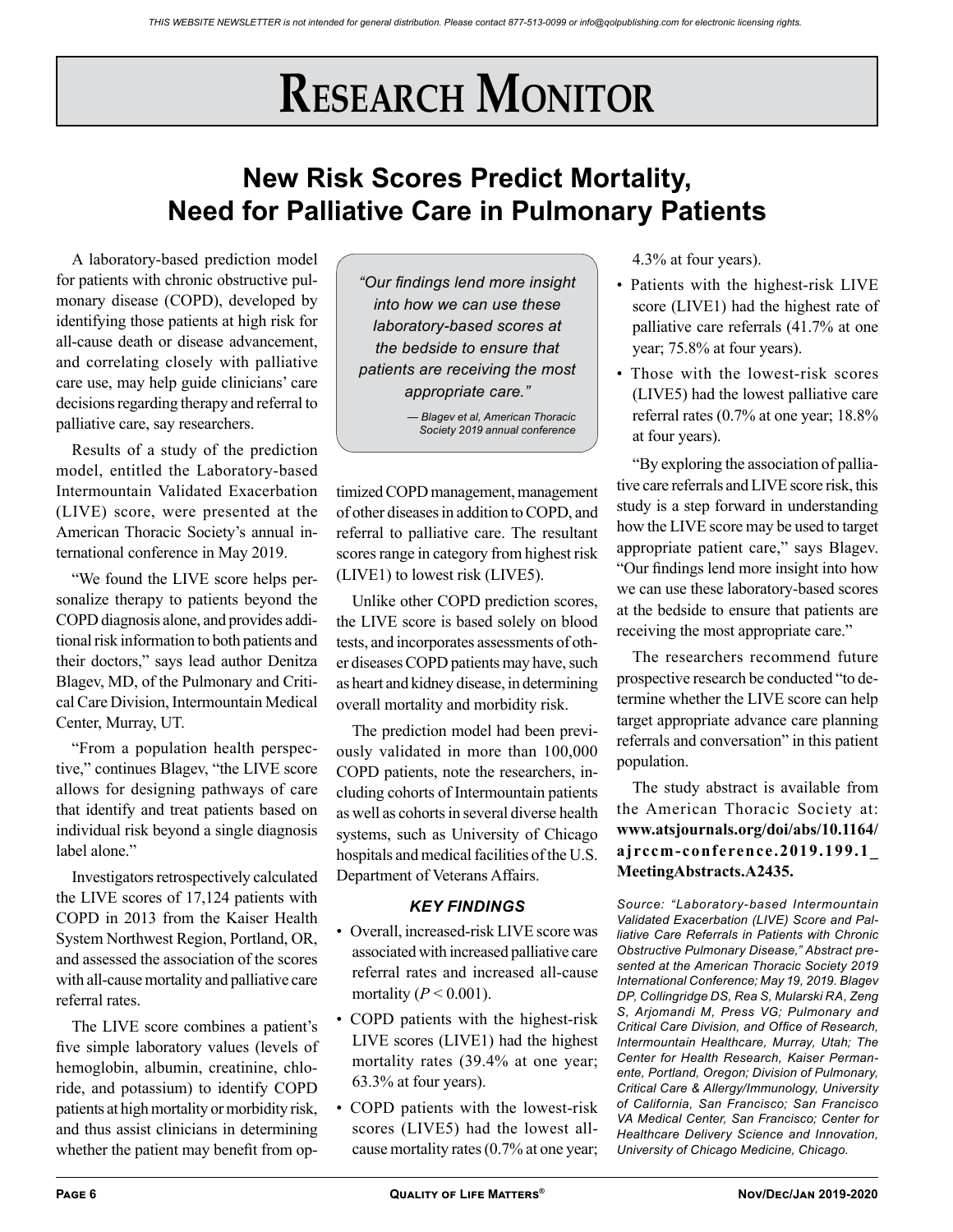# Research Monitor

## New Risk Scores Predict Mortality, Need for Palliative Care in Pulmonary Patients

A laboratory-based prediction model for patients with chronic obstructive pulmonary disease (COPD), developed by identifying those patients at high risk for all-cause death or disease advancement, and correlating closely with palliative care use, may help guide clinicians' care decisions regarding therapy and referral to palliative care, say researchers.

Results of a study of the prediction model, entitled the Laboratory-based Intermountain Validated Exacerbation (LIVE) score, were presented at the American Thoracic Society's annual international conference in May 2019.

"We found the LIVE score helps personalize therapy to patients beyond the COPD diagnosis alone, and provides additional risk information to both patients and their doctors," says lead author Denitza Blagev, MD, of the Pulmonary and Critical Care Division, Intermountain Medical Center, Murray, UT.

"From a population health perspective," continues Blagev, "the LIVE score allows for designing pathways of care that identify and treat patients based on individual risk beyond a single diagnosis label alone."

Investigators retrospectively calculated the LIVE scores of 17,124 patients with COPD in 2013 from the Kaiser Health System Northwest Region, Portland, OR, and assessed the association of the scores with all-cause mortality and palliative care referral rates.

The LIVE score combines a patient's five simple laboratory values (levels of hemoglobin, albumin, creatinine, chloride, and potassium) to identify COPD patients at high mortality or morbidity risk, and thus assist clinicians in determining whether the patient may benefit from optimized COPD management, management of other diseases in addition to COPD, and referral to palliative care. The resultant scores range in category from highest risk (LIVE1) to lowest risk (LIVE5).

> *"Our findings lend more insight into how we can use these laboratory-based scores at the bedside to ensure that patients are receiving the most appropriate care."*
>
> *— Blagev et al, American Thoracic Society 2019 annual conference*

Unlike other COPD prediction scores, the LIVE score is based solely on blood tests, and incorporates assessments of other diseases COPD patients may have, such as heart and kidney disease, in determining overall mortality and morbidity risk.

The prediction model had been previously validated in more than 100,000 COPD patients, note the researchers, including cohorts of Intermountain patients as well as cohorts in several diverse health systems, such as University of Chicago hospitals and medical facilities of the U.S. Department of Veterans Affairs.

### *KEY FINDINGS*

- Overall, increased-risk LIVE score was associated with increased palliative care referral rates and increased all-cause mortality ($P < 0.001$).
- COPD patients with the highest-risk LIVE scores (LIVE1) had the highest mortality rates (39.4% at one year; 63.3% at four years).
- COPD patients with the lowest-risk scores (LIVE5) had the lowest all-cause mortality rates (0.7% at one year; 4.3% at four years).
- Patients with the highest-risk LIVE score (LIVE1) had the highest rate of palliative care referrals (41.7% at one year; 75.8% at four years).
- Those with the lowest-risk scores (LIVE5) had the lowest palliative care referral rates (0.7% at one year; 18.8% at four years).

"By exploring the association of palliative care referrals and LIVE score risk, this study is a step forward in understanding how the LIVE score may be used to target appropriate patient care," says Blagev. "Our findings lend more insight into how we can use these laboratory-based scores at the bedside to ensure that patients are receiving the most appropriate care."

The researchers recommend future prospective research be conducted "to determine whether the LIVE score can help target appropriate advance care planning referrals and conversation" in this patient population.

The study abstract is available from the American Thoracic Society at: **www.atsjournals.org/doi/abs/10.1164/ajrccm-conference.2019.199.1_MeetingAbstracts.A2435.**

*Source: "Laboratory-based Intermountain Validated Exacerbation (LIVE) Score and Palliative Care Referrals in Patients with Chronic Obstructive Pulmonary Disease," Abstract presented at the American Thoracic Society 2019 International Conference; May 19, 2019. Blagev DP, Collingridge DS, Rea S, Mularski RA, Zeng S, Arjomandi M, Press VG; Pulmonary and Critical Care Division, and Office of Research, Intermountain Healthcare, Murray, Utah; The Center for Health Research, Kaiser Permanente, Portland, Oregon; Division of Pulmonary, Critical Care & Allergy/Immunology, University of California, San Francisco; San Francisco VA Medical Center, San Francisco; Center for Healthcare Delivery Science and Innovation, University of Chicago Medicine, Chicago.*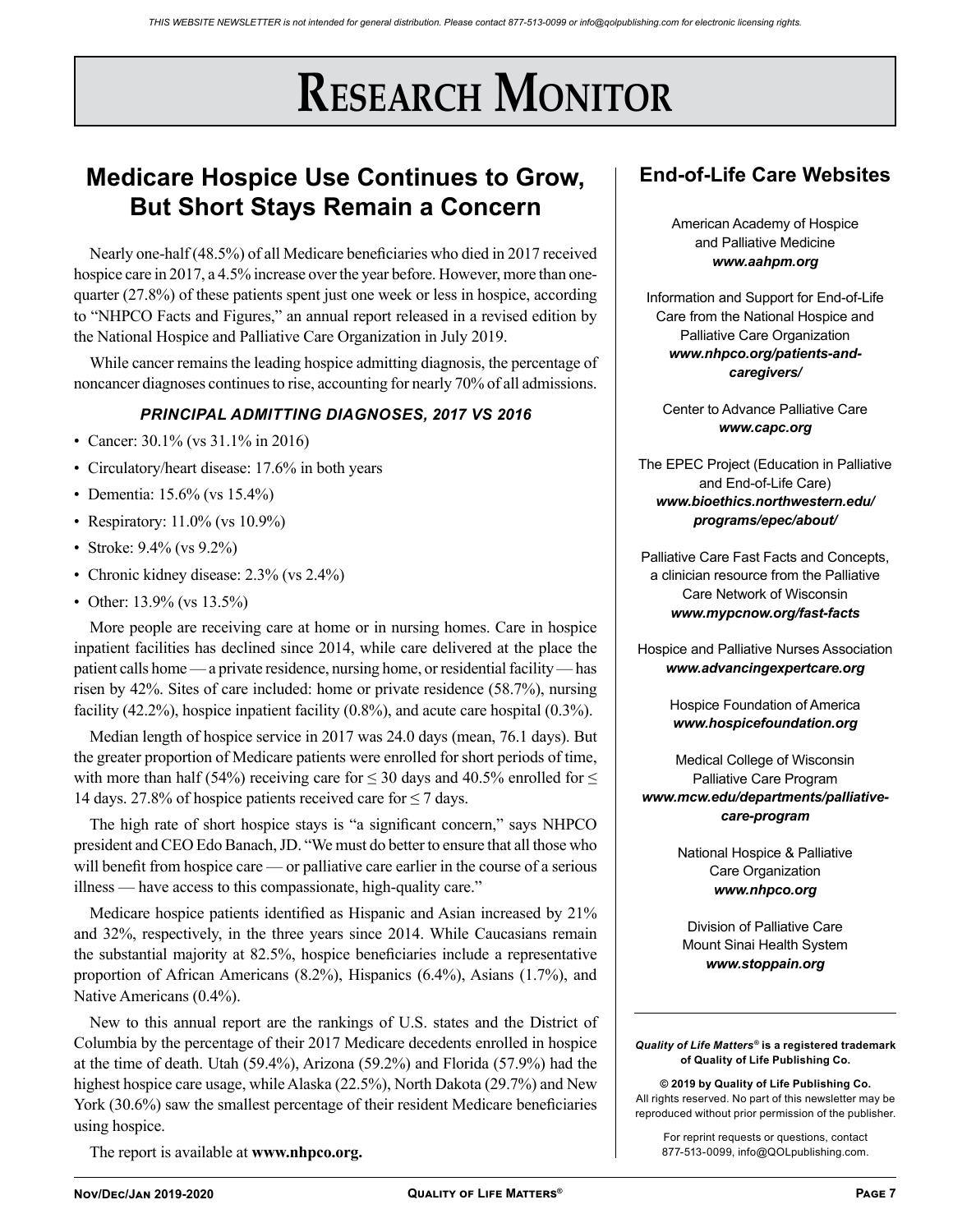# Research Monitor

## Medicare Hospice Use Continues to Grow, But Short Stays Remain a Concern

Nearly one-half (48.5%) of all Medicare beneficiaries who died in 2017 received hospice care in 2017, a 4.5% increase over the year before. However, more than one-quarter (27.8%) of these patients spent just one week or less in hospice, according to "NHPCO Facts and Figures," an annual report released in a revised edition by the National Hospice and Palliative Care Organization in July 2019.

While cancer remains the leading hospice admitting diagnosis, the percentage of noncancer diagnoses continues to rise, accounting for nearly 70% of all admissions.

### *PRINCIPAL ADMITTING DIAGNOSES, 2017 VS 2016*

- Cancer: 30.1% (vs 31.1% in 2016)
- Circulatory/heart disease: 17.6% in both years
- Dementia: 15.6% (vs 15.4%)
- Respiratory: 11.0% (vs 10.9%)
- Stroke: 9.4% (vs 9.2%)
- Chronic kidney disease: 2.3% (vs 2.4%)
- Other: 13.9% (vs 13.5%)

More people are receiving care at home or in nursing homes. Care in hospice inpatient facilities has declined since 2014, while care delivered at the place the patient calls home — a private residence, nursing home, or residential facility — has risen by 42%. Sites of care included: home or private residence (58.7%), nursing facility (42.2%), hospice inpatient facility (0.8%), and acute care hospital (0.3%).

Median length of hospice service in 2017 was 24.0 days (mean, 76.1 days). But the greater proportion of Medicare patients were enrolled for short periods of time, with more than half (54%) receiving care for ≤ 30 days and 40.5% enrolled for ≤ 14 days. 27.8% of hospice patients received care for ≤ 7 days.

The high rate of short hospice stays is "a significant concern," says NHPCO president and CEO Edo Banach, JD. "We must do better to ensure that all those who will benefit from hospice care — or palliative care earlier in the course of a serious illness — have access to this compassionate, high-quality care."

Medicare hospice patients identified as Hispanic and Asian increased by 21% and 32%, respectively, in the three years since 2014. While Caucasians remain the substantial majority at 82.5%, hospice beneficiaries include a representative proportion of African Americans (8.2%), Hispanics (6.4%), Asians (1.7%), and Native Americans (0.4%).

New to this annual report are the rankings of U.S. states and the District of Columbia by the percentage of their 2017 Medicare decedents enrolled in hospice at the time of death. Utah (59.4%), Arizona (59.2%) and Florida (57.9%) had the highest hospice care usage, while Alaska (22.5%), North Dakota (29.7%) and New York (30.6%) saw the smallest percentage of their resident Medicare beneficiaries using hospice.

The report is available at **www.nhpco.org.**

## End-of-Life Care Websites

American Academy of Hospice and Palliative Medicine
***www.aahpm.org***

Information and Support for End-of-Life Care from the National Hospice and Palliative Care Organization
***www.nhpco.org/patients-and-caregivers/***

Center to Advance Palliative Care
***www.capc.org***

The EPEC Project (Education in Palliative and End-of-Life Care)
***www.bioethics.northwestern.edu/programs/epec/about/***

Palliative Care Fast Facts and Concepts, a clinician resource from the Palliative Care Network of Wisconsin
***www.mypcnow.org/fast-facts***

Hospice and Palliative Nurses Association
***www.advancingexpertcare.org***

Hospice Foundation of America
***www.hospicefoundation.org***

Medical College of Wisconsin Palliative Care Program
***www.mcw.edu/departments/palliative-care-program***

National Hospice & Palliative Care Organization
***www.nhpco.org***

Division of Palliative Care Mount Sinai Health System
***www.stoppain.org***

---

***Quality of Life Matters®* is a registered trademark of Quality of Life Publishing Co.**

**© 2019 by Quality of Life Publishing Co.**
All rights reserved. No part of this newsletter may be reproduced without prior permission of the publisher.

For reprint requests or questions, contact 877-513-0099, info@QOLpublishing.com.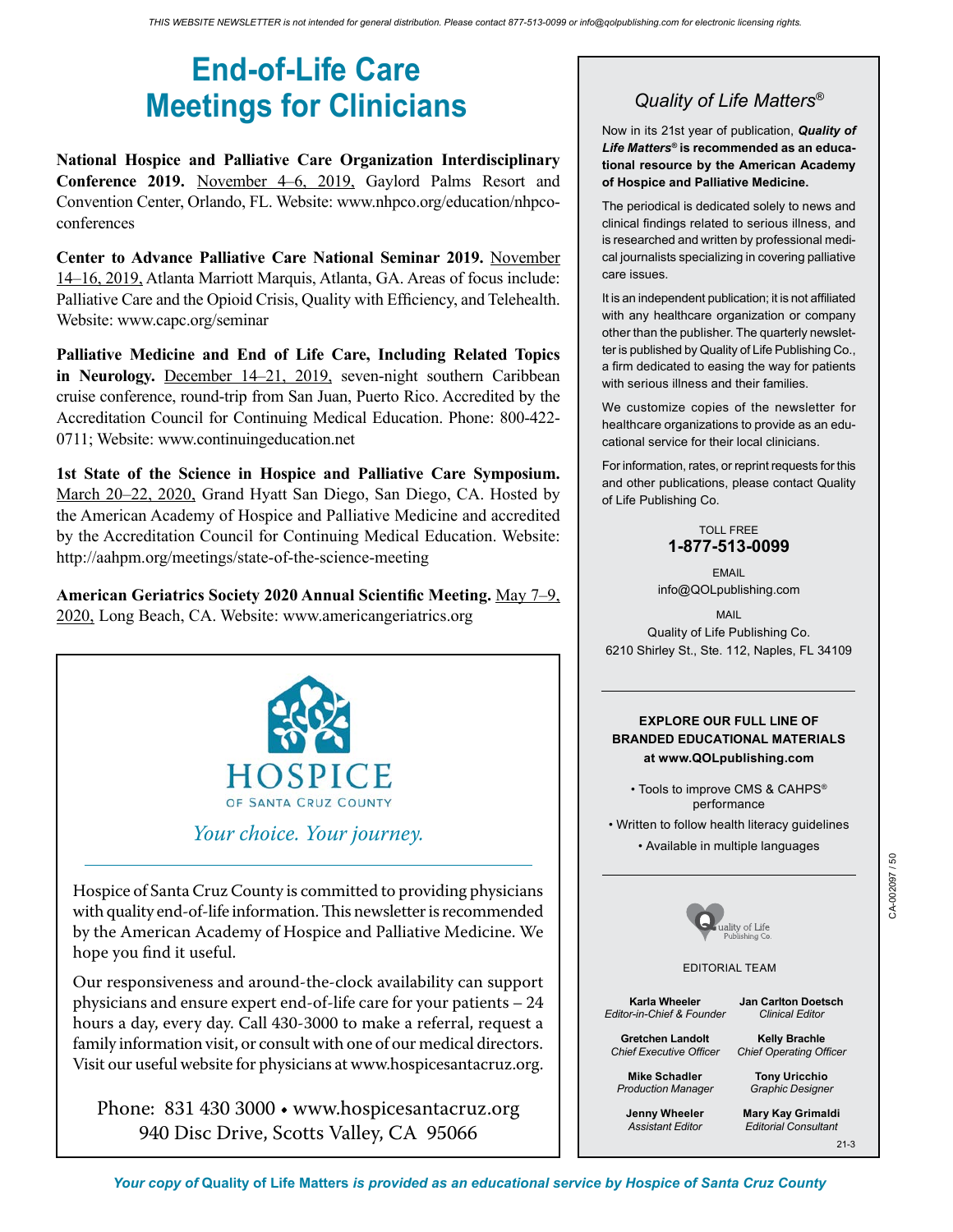THIS WEBSITE NEWSLETTER is not intended for general distribution. Please contact 877-513-0099 or info@qolpublishing.com for electronic licensing rights.

# End-of-Life Care Meetings for Clinicians

**National Hospice and Palliative Care Organization Interdisciplinary Conference 2019.** November 4–6, 2019, Gaylord Palms Resort and Convention Center, Orlando, FL. Website: www.nhpco.org/education/nhpco-conferences

**Center to Advance Palliative Care National Seminar 2019.** November 14–16, 2019, Atlanta Marriott Marquis, Atlanta, GA. Areas of focus include: Palliative Care and the Opioid Crisis, Quality with Efficiency, and Telehealth. Website: www.capc.org/seminar

**Palliative Medicine and End of Life Care, Including Related Topics in Neurology.** December 14–21, 2019, seven-night southern Caribbean cruise conference, round-trip from San Juan, Puerto Rico. Accredited by the Accreditation Council for Continuing Medical Education. Phone: 800-422-0711; Website: www.continuingeducation.net

**1st State of the Science in Hospice and Palliative Care Symposium.** March 20–22, 2020, Grand Hyatt San Diego, San Diego, CA. Hosted by the American Academy of Hospice and Palliative Medicine and accredited by the Accreditation Council for Continuing Medical Education. Website: http://aahpm.org/meetings/state-of-the-science-meeting

**American Geriatrics Society 2020 Annual Scientific Meeting.** May 7–9, 2020, Long Beach, CA. Website: www.americangeriatrics.org

---

HOSPICE
OF SANTA CRUZ COUNTY

*Your choice. Your journey.*

Hospice of Santa Cruz County is committed to providing physicians with quality end-of-life information. This newsletter is recommended by the American Academy of Hospice and Palliative Medicine. We hope you find it useful.

Our responsiveness and around-the-clock availability can support physicians and ensure expert end-of-life care for your patients – 24 hours a day, every day. Call 430-3000 to make a referral, request a family information visit, or consult with one of our medical directors. Visit our useful website for physicians at www.hospicesantacruz.org.

Phone: 831 430 3000 • www.hospicesantacruz.org
940 Disc Drive, Scotts Valley, CA 95066

---

## *Quality of Life Matters®*

Now in its 21st year of publication, ***Quality of Life Matters®* is recommended as an educational resource by the American Academy of Hospice and Palliative Medicine.**

The periodical is dedicated solely to news and clinical findings related to serious illness, and is researched and written by professional medical journalists specializing in covering palliative care issues.

It is an independent publication; it is not affiliated with any healthcare organization or company other than the publisher. The quarterly newsletter is published by Quality of Life Publishing Co., a firm dedicated to easing the way for patients with serious illness and their families.

We customize copies of the newsletter for healthcare organizations to provide as an educational service for their local clinicians.

For information, rates, or reprint requests for this and other publications, please contact Quality of Life Publishing Co.

TOLL FREE
**1-877-513-0099**

EMAIL
info@QOLpublishing.com

MAIL
Quality of Life Publishing Co.
6210 Shirley St., Ste. 112, Naples, FL 34109

**EXPLORE OUR FULL LINE OF BRANDED EDUCATIONAL MATERIALS at www.QOLpublishing.com**

- Tools to improve CMS & CAHPS® performance
- Written to follow health literacy guidelines
- Available in multiple languages

Quality of Life Publishing Co.

EDITORIAL TEAM

**Karla Wheeler**
*Editor-in-Chief & Founder*

**Jan Carlton Doetsch**
*Clinical Editor*

**Gretchen Landolt**
*Chief Executive Officer*

**Kelly Brachle**
*Chief Operating Officer*

**Mike Schadler**
*Production Manager*

**Tony Uricchio**
*Graphic Designer*

**Jenny Wheeler**
*Assistant Editor*

**Mary Kay Grimaldi**
*Editorial Consultant*

21-3

CA-002097 / 50

***Your copy of* Quality of Life Matters *is provided as an educational service by Hospice of Santa Cruz County***